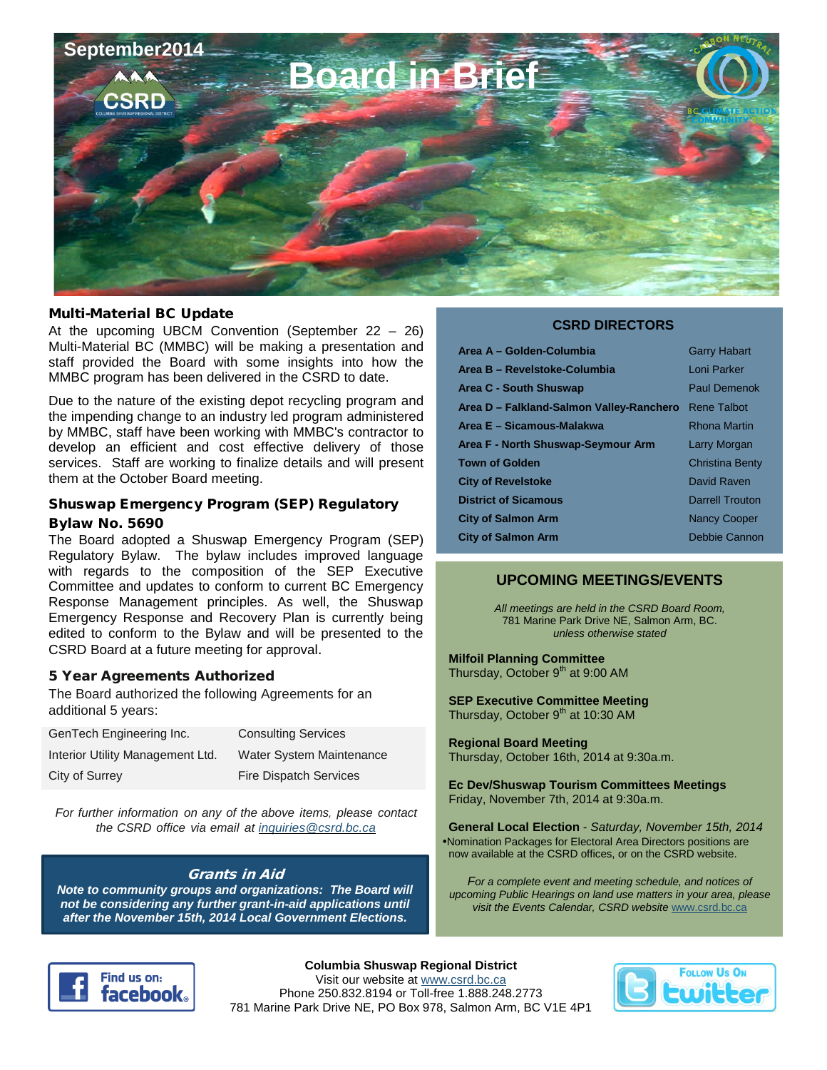September2014

# Board in Brief

## Multi-Material BC Update

At the upcoming UBCM Convention (September 22 – 26) Multi-Material BC (MMBC) will be making a presentation and staff provided the Board with some insights into how the MMBC program has been delivered in the CSRD to date.

Due to the nature of the existing depot recycling program and the impending change to an industry led program administered by MMBC, staff have been working with MMBC's contractor to develop an efficient and cost effective delivery of those services. Staff are working to finalize details and will present them at the October Board meeting.

## Shuswap Emergency Program (SEP) Regulatory Bylaw No. 5690

The Board adopted a Shuswap Emergency Program (SEP) Regulatory Bylaw. The bylaw includes improved language with regards to the composition of the SEP Executive Committee and updates to conform to current BC Emergency Response Management principles. As well, the Shuswap Emergency Response and Recovery Plan is currently being edited to conform to the Bylaw and will be presented to the CSRD Board at a future meeting for approval.

## 5 Year Agreements Authorized

The Board authorized the following Agreements for an additional 5 years:

| | |
|---|---|
| GenTech Engineering Inc. | Consulting Services |
| Interior Utility Management Ltd. | Water System Maintenance |
| City of Surrey | Fire Dispatch Services |

*For further information on any of the above items, please contact the CSRD office via email at inquiries@csrd.bc.ca*

### Grants in Aid

***Note to community groups and organizations: The Board will not be considering any further grant-in-aid applications until after the November 15th, 2014 Local Government Elections.***

## CSRD DIRECTORS

| | |
|---|---|
| **Area A – Golden-Columbia** | Garry Habart |
| **Area B – Revelstoke-Columbia** | Loni Parker |
| **Area C - South Shuswap** | Paul Demenok |
| **Area D – Falkland-Salmon Valley-Ranchero** | Rene Talbot |
| **Area E – Sicamous-Malakwa** | Rhona Martin |
| **Area F - North Shuswap-Seymour Arm** | Larry Morgan |
| **Town of Golden** | Christina Benty |
| **City of Revelstoke** | David Raven |
| **District of Sicamous** | Darrell Trouton |
| **City of Salmon Arm** | Nancy Cooper |
| **City of Salmon Arm** | Debbie Cannon |

## UPCOMING MEETINGS/EVENTS

*All meetings are held in the CSRD Board Room,* 781 Marine Park Drive NE, Salmon Arm, BC. *unless otherwise stated*

**Milfoil Planning Committee**
Thursday, October 9th at 9:00 AM

**SEP Executive Committee Meeting**
Thursday, October 9th at 10:30 AM

**Regional Board Meeting**
Thursday, October 16th, 2014 at 9:30a.m.

**Ec Dev/Shuswap Tourism Committees Meetings**
Friday, November 7th, 2014 at 9:30a.m.

**General Local Election** - *Saturday, November 15th, 2014*
- Nomination Packages for Electoral Area Directors positions are now available at the CSRD offices, or on the CSRD website.

*For a complete event and meeting schedule, and notices of upcoming Public Hearings on land use matters in your area, please visit the Events Calendar, CSRD website www.csrd.bc.ca*

Find us on: facebook

**Columbia Shuswap Regional District**
Visit our website at www.csrd.bc.ca
Phone 250.832.8194 or Toll-free 1.888.248.2773
781 Marine Park Drive NE, PO Box 978, Salmon Arm, BC V1E 4P1

Follow Us On twitter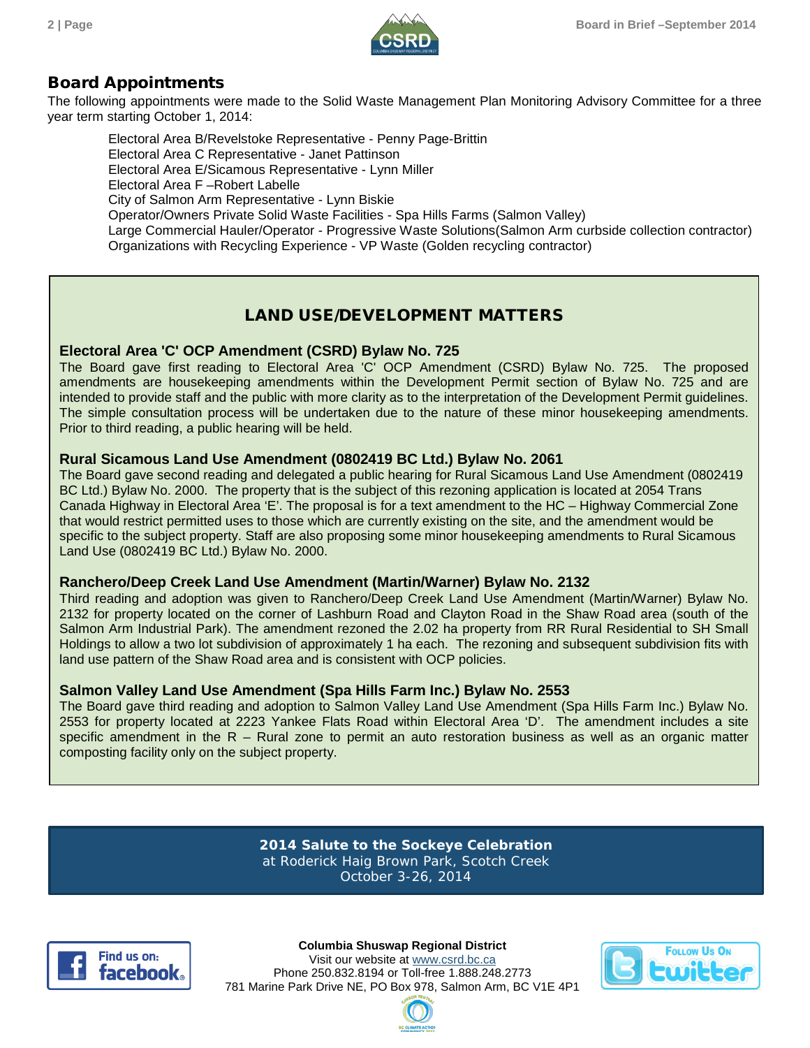## Board Appointments

The following appointments were made to the Solid Waste Management Plan Monitoring Advisory Committee for a three year term starting October 1, 2014:

Electoral Area B/Revelstoke Representative - Penny Page-Brittin
Electoral Area C Representative - Janet Pattinson
Electoral Area E/Sicamous Representative - Lynn Miller
Electoral Area F –Robert Labelle
City of Salmon Arm Representative - Lynn Biskie
Operator/Owners Private Solid Waste Facilities - Spa Hills Farms (Salmon Valley)
Large Commercial Hauler/Operator - Progressive Waste Solutions(Salmon Arm curbside collection contractor)
Organizations with Recycling Experience - VP Waste (Golden recycling contractor)

## LAND USE/DEVELOPMENT MATTERS

### Electoral Area 'C' OCP Amendment (CSRD) Bylaw No. 725

The Board gave first reading to Electoral Area 'C' OCP Amendment (CSRD) Bylaw No. 725. The proposed amendments are housekeeping amendments within the Development Permit section of Bylaw No. 725 and are intended to provide staff and the public with more clarity as to the interpretation of the Development Permit guidelines. The simple consultation process will be undertaken due to the nature of these minor housekeeping amendments. Prior to third reading, a public hearing will be held.

### Rural Sicamous Land Use Amendment (0802419 BC Ltd.) Bylaw No. 2061

The Board gave second reading and delegated a public hearing for Rural Sicamous Land Use Amendment (0802419 BC Ltd.) Bylaw No. 2000. The property that is the subject of this rezoning application is located at 2054 Trans Canada Highway in Electoral Area 'E'. The proposal is for a text amendment to the HC – Highway Commercial Zone that would restrict permitted uses to those which are currently existing on the site, and the amendment would be specific to the subject property. Staff are also proposing some minor housekeeping amendments to Rural Sicamous Land Use (0802419 BC Ltd.) Bylaw No. 2000.

### Ranchero/Deep Creek Land Use Amendment (Martin/Warner) Bylaw No. 2132

Third reading and adoption was given to Ranchero/Deep Creek Land Use Amendment (Martin/Warner) Bylaw No. 2132 for property located on the corner of Lashburn Road and Clayton Road in the Shaw Road area (south of the Salmon Arm Industrial Park). The amendment rezoned the 2.02 ha property from RR Rural Residential to SH Small Holdings to allow a two lot subdivision of approximately 1 ha each. The rezoning and subsequent subdivision fits with land use pattern of the Shaw Road area and is consistent with OCP policies.

### Salmon Valley Land Use Amendment (Spa Hills Farm Inc.) Bylaw No. 2553

The Board gave third reading and adoption to Salmon Valley Land Use Amendment (Spa Hills Farm Inc.) Bylaw No. 2553 for property located at 2223 Yankee Flats Road within Electoral Area 'D'. The amendment includes a site specific amendment in the R – Rural zone to permit an auto restoration business as well as an organic matter composting facility only on the subject property.

**2014 Salute to the Sockeye Celebration**
at Roderick Haig Brown Park, Scotch Creek
October 3-26, 2014

Find us on: facebook

**Columbia Shuswap Regional District**
Visit our website at www.csrd.bc.ca
Phone 250.832.8194 or Toll-free 1.888.248.2773
781 Marine Park Drive NE, PO Box 978, Salmon Arm, BC V1E 4P1

Follow Us On twitter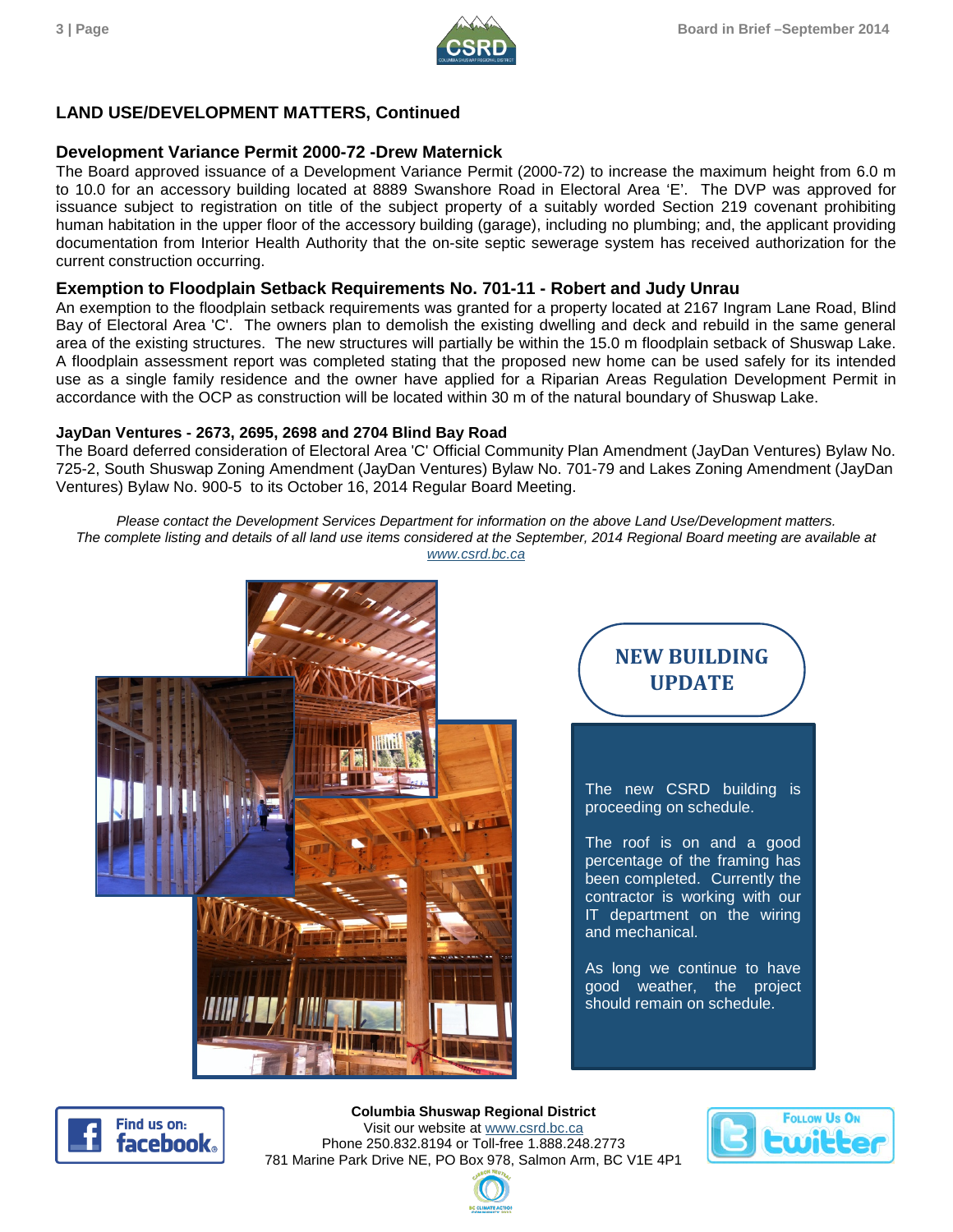## LAND USE/DEVELOPMENT MATTERS, Continued

### Development Variance Permit 2000-72 -Drew Maternick

The Board approved issuance of a Development Variance Permit (2000-72) to increase the maximum height from 6.0 m to 10.0 for an accessory building located at 8889 Swanshore Road in Electoral Area 'E'. The DVP was approved for issuance subject to registration on title of the subject property of a suitably worded Section 219 covenant prohibiting human habitation in the upper floor of the accessory building (garage), including no plumbing; and, the applicant providing documentation from Interior Health Authority that the on-site septic sewerage system has received authorization for the current construction occurring.

### Exemption to Floodplain Setback Requirements No. 701-11 - Robert and Judy Unrau

An exemption to the floodplain setback requirements was granted for a property located at 2167 Ingram Lane Road, Blind Bay of Electoral Area 'C'. The owners plan to demolish the existing dwelling and deck and rebuild in the same general area of the existing structures. The new structures will partially be within the 15.0 m floodplain setback of Shuswap Lake. A floodplain assessment report was completed stating that the proposed new home can be used safely for its intended use as a single family residence and the owner have applied for a Riparian Areas Regulation Development Permit in accordance with the OCP as construction will be located within 30 m of the natural boundary of Shuswap Lake.

### JayDan Ventures - 2673, 2695, 2698 and 2704 Blind Bay Road

The Board deferred consideration of Electoral Area 'C' Official Community Plan Amendment (JayDan Ventures) Bylaw No. 725-2, South Shuswap Zoning Amendment (JayDan Ventures) Bylaw No. 701-79 and Lakes Zoning Amendment (JayDan Ventures) Bylaw No. 900-5 to its October 16, 2014 Regular Board Meeting.

*Please contact the Development Services Department for information on the above Land Use/Development matters. The complete listing and details of all land use items considered at the September, 2014 Regional Board meeting are available at www.csrd.bc.ca*

## NEW BUILDING UPDATE

The new CSRD building is proceeding on schedule.

The roof is on and a good percentage of the framing has been completed. Currently the contractor is working with our IT department on the wiring and mechanical.

As long we continue to have good weather, the project should remain on schedule.

Find us on: facebook

**Columbia Shuswap Regional District**
Visit our website at www.csrd.bc.ca
Phone 250.832.8194 or Toll-free 1.888.248.2773
781 Marine Park Drive NE, PO Box 978, Salmon Arm, BC V1E 4P1

Follow Us On twitter